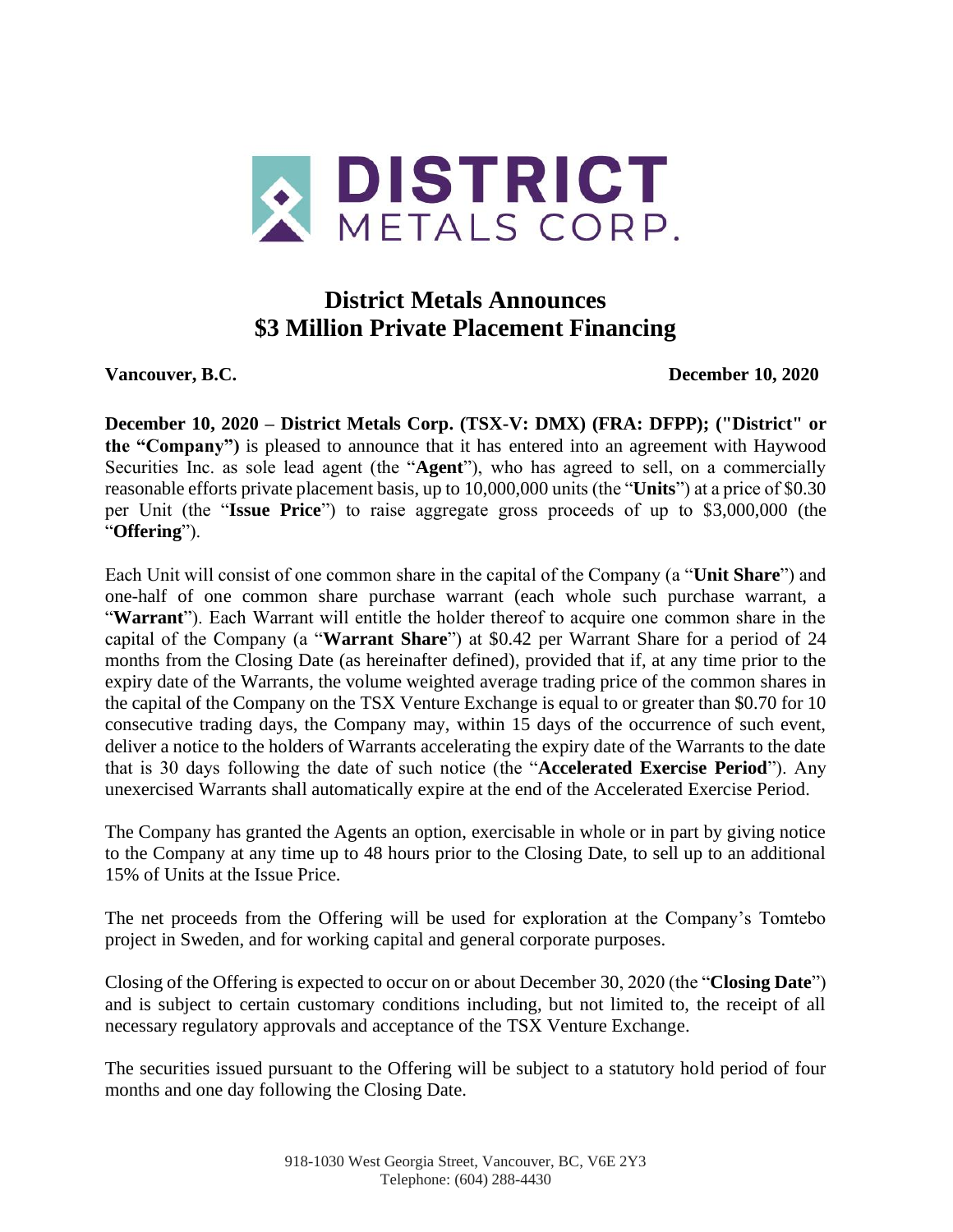# District Metals Announces
# $3 Million Private Placement Financing

**Vancouver, B.C.** **December 10, 2020**

**December 10, 2020 – District Metals Corp. (TSX-V: DMX) (FRA: DFPP); ("District" or the "Company")** is pleased to announce that it has entered into an agreement with Haywood Securities Inc. as sole lead agent (the "**Agent**"), who has agreed to sell, on a commercially reasonable efforts private placement basis, up to 10,000,000 units (the "**Units**") at a price of $0.30 per Unit (the "**Issue Price**") to raise aggregate gross proceeds of up to $3,000,000 (the "**Offering**").

Each Unit will consist of one common share in the capital of the Company (a "**Unit Share**") and one-half of one common share purchase warrant (each whole such purchase warrant, a "**Warrant**"). Each Warrant will entitle the holder thereof to acquire one common share in the capital of the Company (a "**Warrant Share**") at $0.42 per Warrant Share for a period of 24 months from the Closing Date (as hereinafter defined), provided that if, at any time prior to the expiry date of the Warrants, the volume weighted average trading price of the common shares in the capital of the Company on the TSX Venture Exchange is equal to or greater than $0.70 for 10 consecutive trading days, the Company may, within 15 days of the occurrence of such event, deliver a notice to the holders of Warrants accelerating the expiry date of the Warrants to the date that is 30 days following the date of such notice (the "**Accelerated Exercise Period**"). Any unexercised Warrants shall automatically expire at the end of the Accelerated Exercise Period.

The Company has granted the Agents an option, exercisable in whole or in part by giving notice to the Company at any time up to 48 hours prior to the Closing Date, to sell up to an additional 15% of Units at the Issue Price.

The net proceeds from the Offering will be used for exploration at the Company's Tomtebo project in Sweden, and for working capital and general corporate purposes.

Closing of the Offering is expected to occur on or about December 30, 2020 (the "**Closing Date**") and is subject to certain customary conditions including, but not limited to, the receipt of all necessary regulatory approvals and acceptance of the TSX Venture Exchange.

The securities issued pursuant to the Offering will be subject to a statutory hold period of four months and one day following the Closing Date.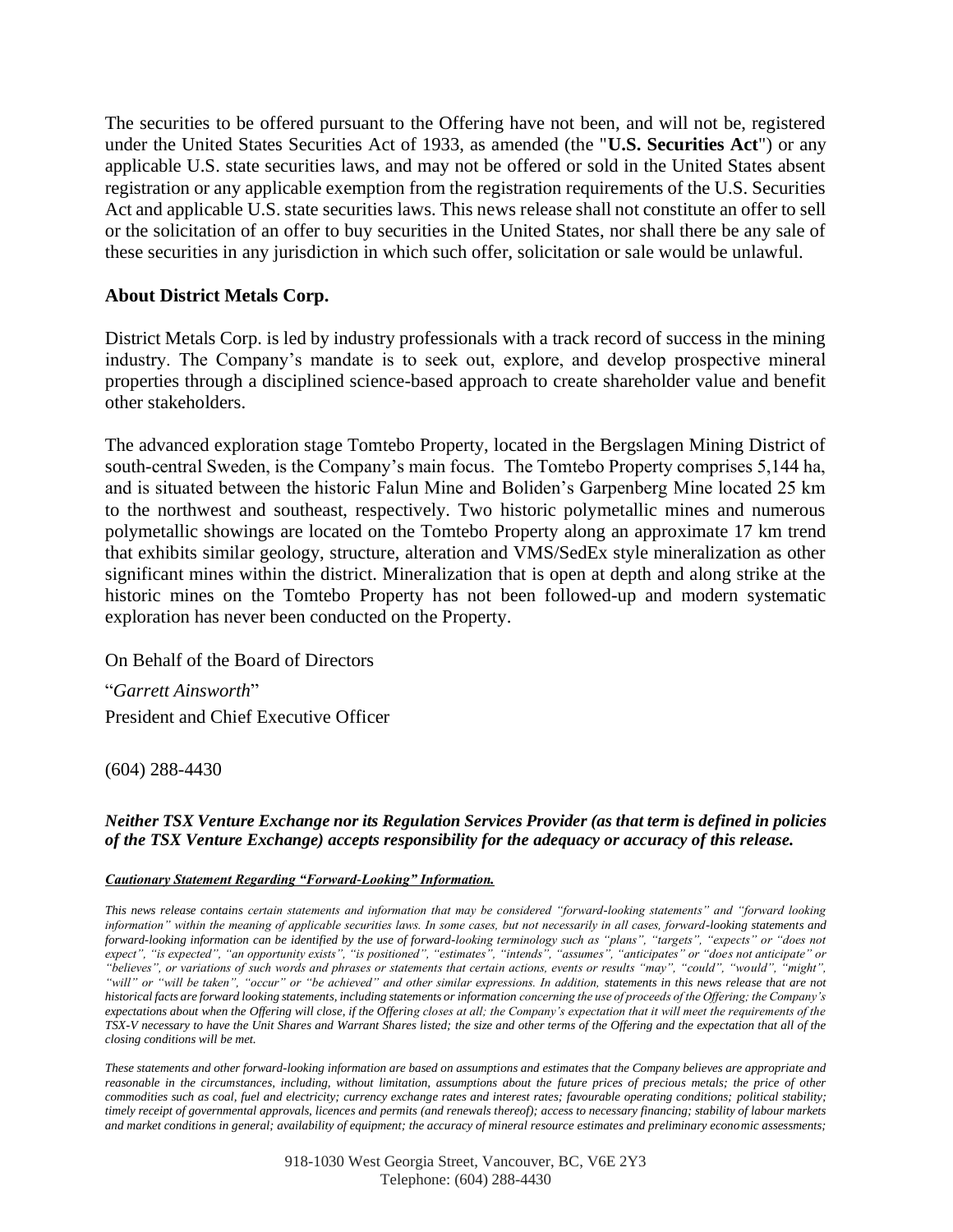The securities to be offered pursuant to the Offering have not been, and will not be, registered under the United States Securities Act of 1933, as amended (the "**U.S. Securities Act**") or any applicable U.S. state securities laws, and may not be offered or sold in the United States absent registration or any applicable exemption from the registration requirements of the U.S. Securities Act and applicable U.S. state securities laws. This news release shall not constitute an offer to sell or the solicitation of an offer to buy securities in the United States, nor shall there be any sale of these securities in any jurisdiction in which such offer, solicitation or sale would be unlawful.

**About District Metals Corp.**

District Metals Corp. is led by industry professionals with a track record of success in the mining industry. The Company's mandate is to seek out, explore, and develop prospective mineral properties through a disciplined science-based approach to create shareholder value and benefit other stakeholders.

The advanced exploration stage Tomtebo Property, located in the Bergslagen Mining District of south-central Sweden, is the Company's main focus. The Tomtebo Property comprises 5,144 ha, and is situated between the historic Falun Mine and Boliden's Garpenberg Mine located 25 km to the northwest and southeast, respectively. Two historic polymetallic mines and numerous polymetallic showings are located on the Tomtebo Property along an approximate 17 km trend that exhibits similar geology, structure, alteration and VMS/SedEx style mineralization as other significant mines within the district. Mineralization that is open at depth and along strike at the historic mines on the Tomtebo Property has not been followed-up and modern systematic exploration has never been conducted on the Property.

On Behalf of the Board of Directors

"*Garrett Ainsworth*"

President and Chief Executive Officer

(604) 288-4430

***Neither TSX Venture Exchange nor its Regulation Services Provider (as that term is defined in policies of the TSX Venture Exchange) accepts responsibility for the adequacy or accuracy of this release.***

***Cautionary Statement Regarding "Forward-Looking" Information.***

*This news release contains certain statements and information that may be considered "forward-looking statements" and "forward looking information" within the meaning of applicable securities laws. In some cases, but not necessarily in all cases, forward-looking statements and forward-looking information can be identified by the use of forward-looking terminology such as "plans", "targets", "expects" or "does not expect", "is expected", "an opportunity exists", "is positioned", "estimates", "intends", "assumes", "anticipates" or "does not anticipate" or "believes", or variations of such words and phrases or statements that certain actions, events or results "may", "could", "would", "might", "will" or "will be taken", "occur" or "be achieved" and other similar expressions. In addition, statements in this news release that are not historical facts are forward looking statements, including statements or information concerning the use of proceeds of the Offering; the Company's expectations about when the Offering will close, if the Offering closes at all; the Company's expectation that it will meet the requirements of the TSX-V necessary to have the Unit Shares and Warrant Shares listed; the size and other terms of the Offering and the expectation that all of the closing conditions will be met.*

*These statements and other forward-looking information are based on assumptions and estimates that the Company believes are appropriate and reasonable in the circumstances, including, without limitation, assumptions about the future prices of precious metals; the price of other commodities such as coal, fuel and electricity; currency exchange rates and interest rates; favourable operating conditions; political stability; timely receipt of governmental approvals, licences and permits (and renewals thereof); access to necessary financing; stability of labour markets and market conditions in general; availability of equipment; the accuracy of mineral resource estimates and preliminary economic assessments;*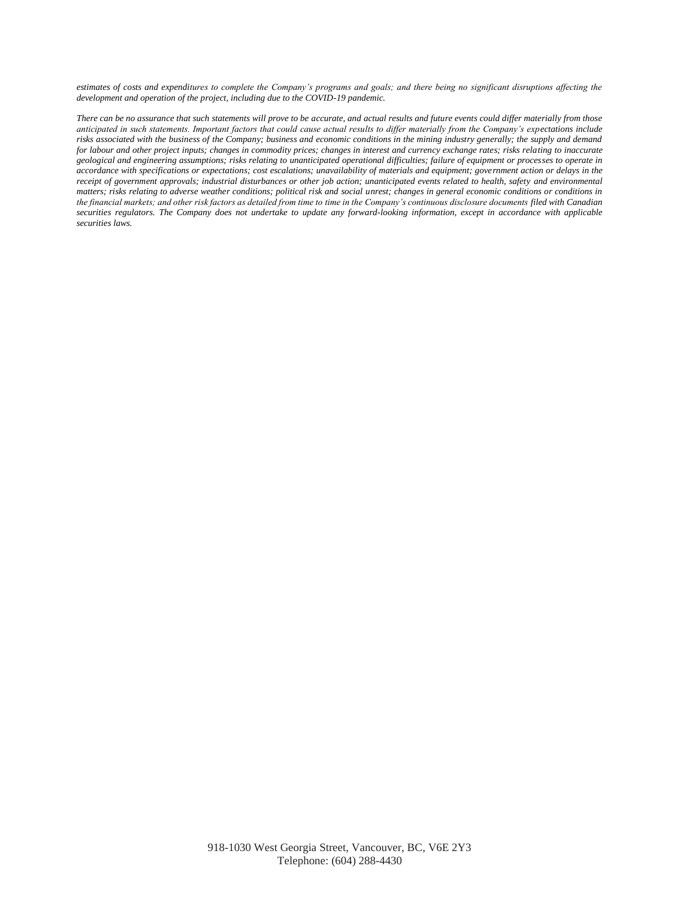*estimates of costs and expenditures to complete the Company's programs and goals; and there being no significant disruptions affecting the development and operation of the project, including due to the COVID-19 pandemic.*

*There can be no assurance that such statements will prove to be accurate, and actual results and future events could differ materially from those anticipated in such statements. Important factors that could cause actual results to differ materially from the Company's expectations include risks associated with the business of the Company; business and economic conditions in the mining industry generally; the supply and demand for labour and other project inputs; changes in commodity prices; changes in interest and currency exchange rates; risks relating to inaccurate geological and engineering assumptions; risks relating to unanticipated operational difficulties; failure of equipment or processes to operate in accordance with specifications or expectations; cost escalations; unavailability of materials and equipment; government action or delays in the receipt of government approvals; industrial disturbances or other job action; unanticipated events related to health, safety and environmental matters; risks relating to adverse weather conditions; political risk and social unrest; changes in general economic conditions or conditions in the financial markets; and other risk factors as detailed from time to time in the Company's continuous disclosure documents filed with Canadian securities regulators. The Company does not undertake to update any forward-looking information, except in accordance with applicable securities laws.*